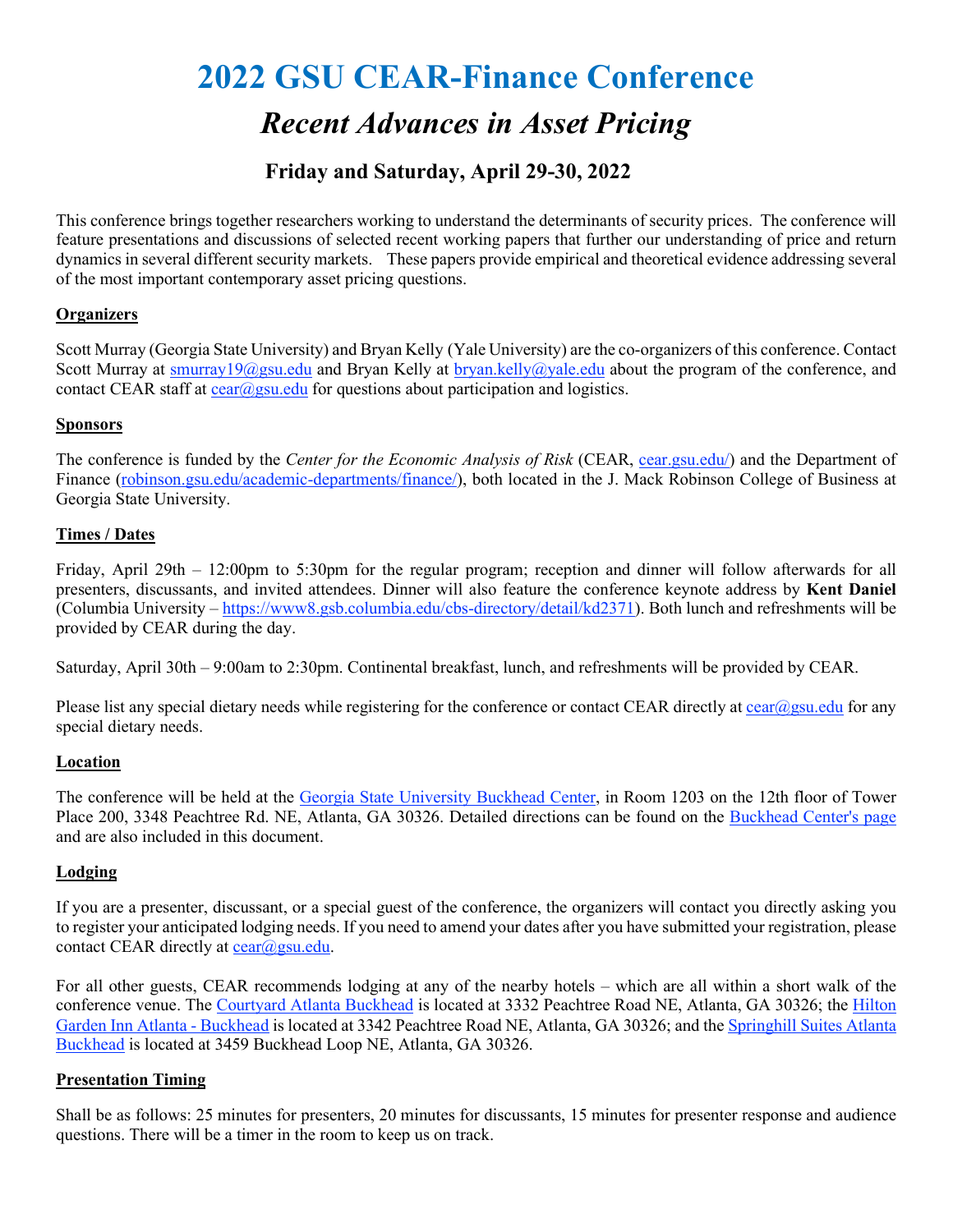# 2022 GSU CEAR-Finance Conference

## *Recent Advances in Asset Pricing*

### Friday and Saturday, April 29-30, 2022

This conference brings together researchers working to understand the determinants of security prices. The conference will feature presentations and discussions of selected recent working papers that further our understanding of price and return dynamics in several different security markets. These papers provide empirical and theoretical evidence addressing several of the most important contemporary asset pricing questions.

**Organizers**

Scott Murray (Georgia State University) and Bryan Kelly (Yale University) are the co-organizers of this conference. Contact Scott Murray at smurray19@gsu.edu and Bryan Kelly at bryan.kelly@yale.edu about the program of the conference, and contact CEAR staff at cear@gsu.edu for questions about participation and logistics.

**Sponsors**

The conference is funded by the *Center for the Economic Analysis of Risk* (CEAR, cear.gsu.edu/) and the Department of Finance (robinson.gsu.edu/academic-departments/finance/), both located in the J. Mack Robinson College of Business at Georgia State University.

**Times / Dates**

Friday, April 29th – 12:00pm to 5:30pm for the regular program; reception and dinner will follow afterwards for all presenters, discussants, and invited attendees. Dinner will also feature the conference keynote address by **Kent Daniel** (Columbia University – https://www8.gsb.columbia.edu/cbs-directory/detail/kd2371). Both lunch and refreshments will be provided by CEAR during the day.

Saturday, April 30th – 9:00am to 2:30pm. Continental breakfast, lunch, and refreshments will be provided by CEAR.

Please list any special dietary needs while registering for the conference or contact CEAR directly at cear@gsu.edu for any special dietary needs.

**Location**

The conference will be held at the Georgia State University Buckhead Center, in Room 1203 on the 12th floor of Tower Place 200, 3348 Peachtree Rd. NE, Atlanta, GA 30326. Detailed directions can be found on the Buckhead Center's page and are also included in this document.

**Lodging**

If you are a presenter, discussant, or a special guest of the conference, the organizers will contact you directly asking you to register your anticipated lodging needs. If you need to amend your dates after you have submitted your registration, please contact CEAR directly at cear@gsu.edu.

For all other guests, CEAR recommends lodging at any of the nearby hotels – which are all within a short walk of the conference venue. The Courtyard Atlanta Buckhead is located at 3332 Peachtree Road NE, Atlanta, GA 30326; the Hilton Garden Inn Atlanta - Buckhead is located at 3342 Peachtree Road NE, Atlanta, GA 30326; and the Springhill Suites Atlanta Buckhead is located at 3459 Buckhead Loop NE, Atlanta, GA 30326.

**Presentation Timing**

Shall be as follows: 25 minutes for presenters, 20 minutes for discussants, 15 minutes for presenter response and audience questions. There will be a timer in the room to keep us on track.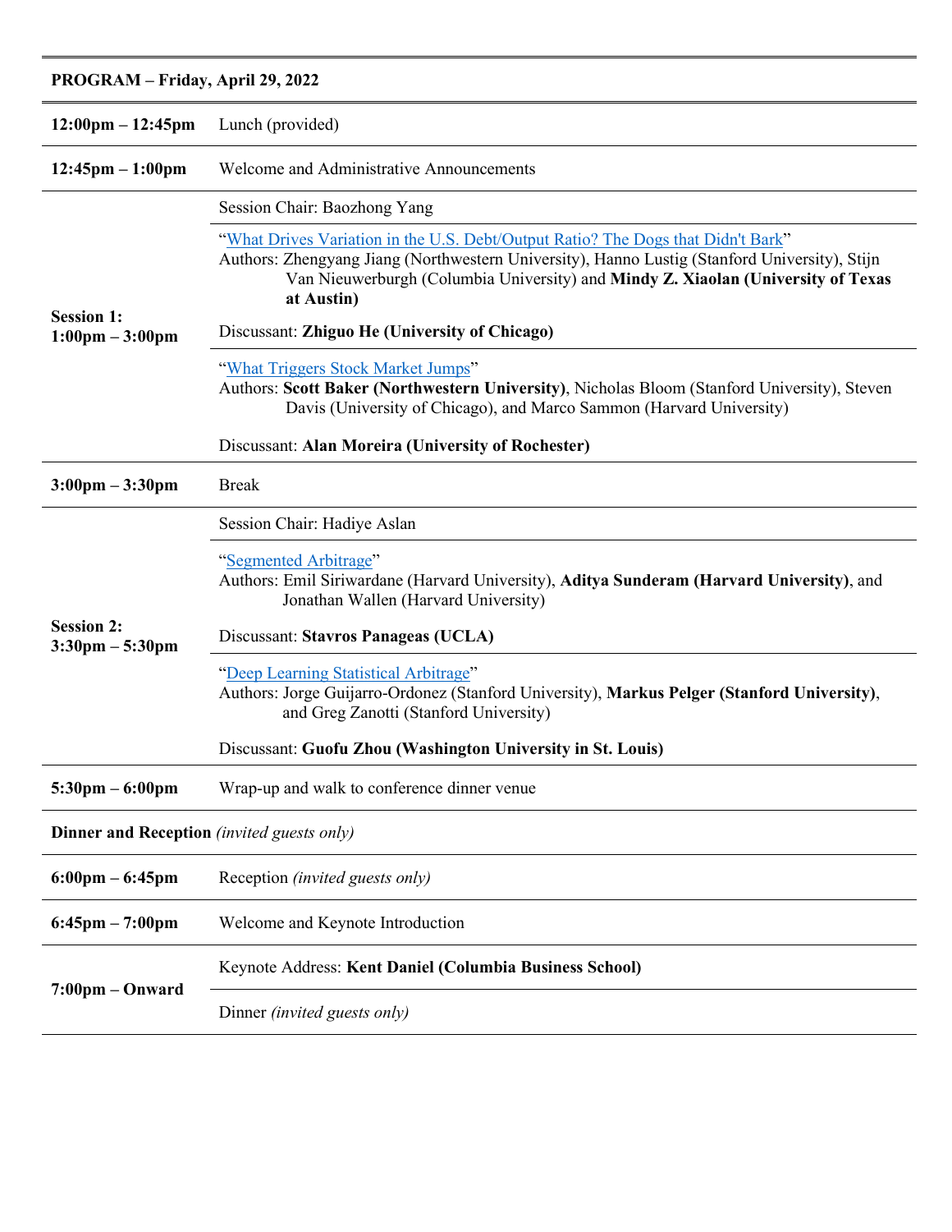| **PROGRAM – Friday, April 29, 2022** | |
|---|---|
| **12:00pm – 12:45pm** | Lunch (provided) |
| **12:45pm – 1:00pm** | Welcome and Administrative Announcements |
| **Session 1: 1:00pm – 3:00pm** | Session Chair: Baozhong Yang |
| | "What Drives Variation in the U.S. Debt/Output Ratio? The Dogs that Didn't Bark" Authors: Zhengyang Jiang (Northwestern University), Hanno Lustig (Stanford University), Stijn Van Nieuwerburgh (Columbia University) and **Mindy Z. Xiaolan (University of Texas at Austin)** Discussant: **Zhiguo He (University of Chicago)** |
| | "What Triggers Stock Market Jumps" Authors: **Scott Baker (Northwestern University)**, Nicholas Bloom (Stanford University), Steven Davis (University of Chicago), and Marco Sammon (Harvard University) Discussant: **Alan Moreira (University of Rochester)** |
| **3:00pm – 3:30pm** | Break |
| **Session 2: 3:30pm – 5:30pm** | Session Chair: Hadiye Aslan |
| | "Segmented Arbitrage" Authors: Emil Siriwardane (Harvard University), **Aditya Sunderam (Harvard University)**, and Jonathan Wallen (Harvard University) Discussant: **Stavros Panageas (UCLA)** |
| | "Deep Learning Statistical Arbitrage" Authors: Jorge Guijarro-Ordonez (Stanford University), **Markus Pelger (Stanford University)**, and Greg Zanotti (Stanford University) Discussant: **Guofu Zhou (Washington University in St. Louis)** |
| **5:30pm – 6:00pm** | Wrap-up and walk to conference dinner venue |
| **Dinner and Reception** *(invited guests only)* | |
| **6:00pm – 6:45pm** | Reception *(invited guests only)* |
| **6:45pm – 7:00pm** | Welcome and Keynote Introduction |
| **7:00pm – Onward** | Keynote Address: **Kent Daniel (Columbia Business School)** |
| | Dinner *(invited guests only)* |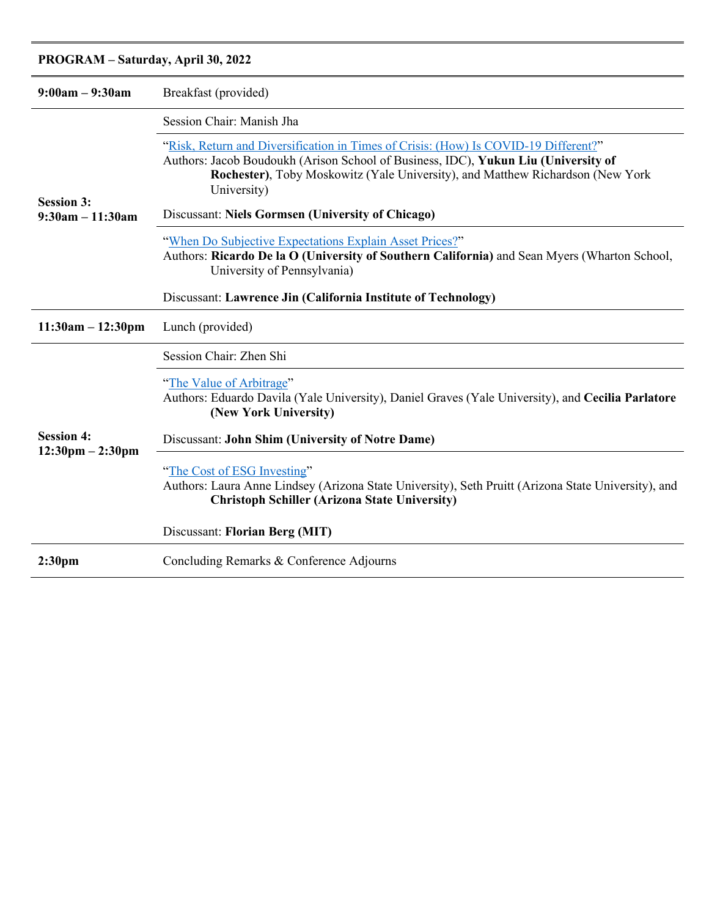**PROGRAM – Saturday, April 30, 2022**

| | |
|---|---|
| **9:00am – 9:30am** | Breakfast (provided) |
| **Session 3: 9:30am – 11:30am** | Session Chair: Manish Jha<br><br>"Risk, Return and Diversification in Times of Crisis: (How) Is COVID-19 Different?"<br>Authors: Jacob Boudoukh (Arison School of Business, IDC), **Yukun Liu (University of Rochester)**, Toby Moskowitz (Yale University), and Matthew Richardson (New York University)<br><br>Discussant: **Niels Gormsen (University of Chicago)**<br><br>"When Do Subjective Expectations Explain Asset Prices?"<br>Authors: **Ricardo De la O (University of Southern California)** and Sean Myers (Wharton School, University of Pennsylvania)<br><br>Discussant: **Lawrence Jin (California Institute of Technology)** |
| **11:30am – 12:30pm** | Lunch (provided) |
| **Session 4: 12:30pm – 2:30pm** | Session Chair: Zhen Shi<br><br>"The Value of Arbitrage"<br>Authors: Eduardo Davila (Yale University), Daniel Graves (Yale University), and **Cecilia Parlatore (New York University)**<br><br>Discussant: **John Shim (University of Notre Dame)**<br><br>"The Cost of ESG Investing"<br>Authors: Laura Anne Lindsey (Arizona State University), Seth Pruitt (Arizona State University), and **Christoph Schiller (Arizona State University)**<br><br>Discussant: **Florian Berg (MIT)** |
| **2:30pm** | Concluding Remarks & Conference Adjourns |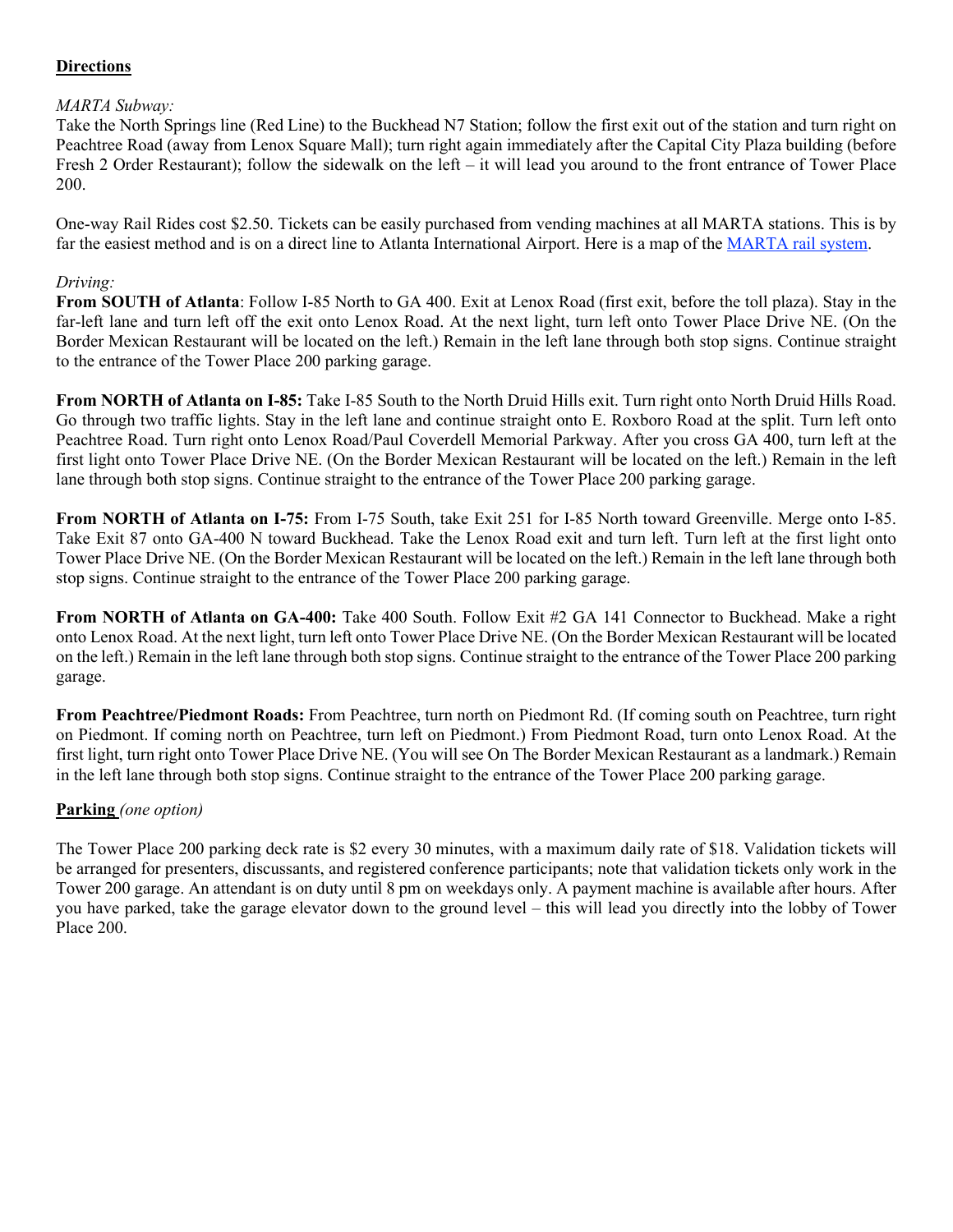**Directions**

*MARTA Subway:*
Take the North Springs line (Red Line) to the Buckhead N7 Station; follow the first exit out of the station and turn right on Peachtree Road (away from Lenox Square Mall); turn right again immediately after the Capital City Plaza building (before Fresh 2 Order Restaurant); follow the sidewalk on the left – it will lead you around to the front entrance of Tower Place 200.

One-way Rail Rides cost $2.50. Tickets can be easily purchased from vending machines at all MARTA stations. This is by far the easiest method and is on a direct line to Atlanta International Airport. Here is a map of the MARTA rail system.

*Driving:*
**From SOUTH of Atlanta**: Follow I-85 North to GA 400. Exit at Lenox Road (first exit, before the toll plaza). Stay in the far-left lane and turn left off the exit onto Lenox Road. At the next light, turn left onto Tower Place Drive NE. (On the Border Mexican Restaurant will be located on the left.) Remain in the left lane through both stop signs. Continue straight to the entrance of the Tower Place 200 parking garage.

**From NORTH of Atlanta on I-85:** Take I-85 South to the North Druid Hills exit. Turn right onto North Druid Hills Road. Go through two traffic lights. Stay in the left lane and continue straight onto E. Roxboro Road at the split. Turn left onto Peachtree Road. Turn right onto Lenox Road/Paul Coverdell Memorial Parkway. After you cross GA 400, turn left at the first light onto Tower Place Drive NE. (On the Border Mexican Restaurant will be located on the left.) Remain in the left lane through both stop signs. Continue straight to the entrance of the Tower Place 200 parking garage.

**From NORTH of Atlanta on I-75:** From I-75 South, take Exit 251 for I-85 North toward Greenville. Merge onto I-85. Take Exit 87 onto GA-400 N toward Buckhead. Take the Lenox Road exit and turn left. Turn left at the first light onto Tower Place Drive NE. (On the Border Mexican Restaurant will be located on the left.) Remain in the left lane through both stop signs. Continue straight to the entrance of the Tower Place 200 parking garage.

**From NORTH of Atlanta on GA-400:** Take 400 South. Follow Exit #2 GA 141 Connector to Buckhead. Make a right onto Lenox Road. At the next light, turn left onto Tower Place Drive NE. (On the Border Mexican Restaurant will be located on the left.) Remain in the left lane through both stop signs. Continue straight to the entrance of the Tower Place 200 parking garage.

**From Peachtree/Piedmont Roads:** From Peachtree, turn north on Piedmont Rd. (If coming south on Peachtree, turn right on Piedmont. If coming north on Peachtree, turn left on Piedmont.) From Piedmont Road, turn onto Lenox Road. At the first light, turn right onto Tower Place Drive NE. (You will see On The Border Mexican Restaurant as a landmark.) Remain in the left lane through both stop signs. Continue straight to the entrance of the Tower Place 200 parking garage.

**Parking** *(one option)*

The Tower Place 200 parking deck rate is $2 every 30 minutes, with a maximum daily rate of $18. Validation tickets will be arranged for presenters, discussants, and registered conference participants; note that validation tickets only work in the Tower 200 garage. An attendant is on duty until 8 pm on weekdays only. A payment machine is available after hours. After you have parked, take the garage elevator down to the ground level – this will lead you directly into the lobby of Tower Place 200.